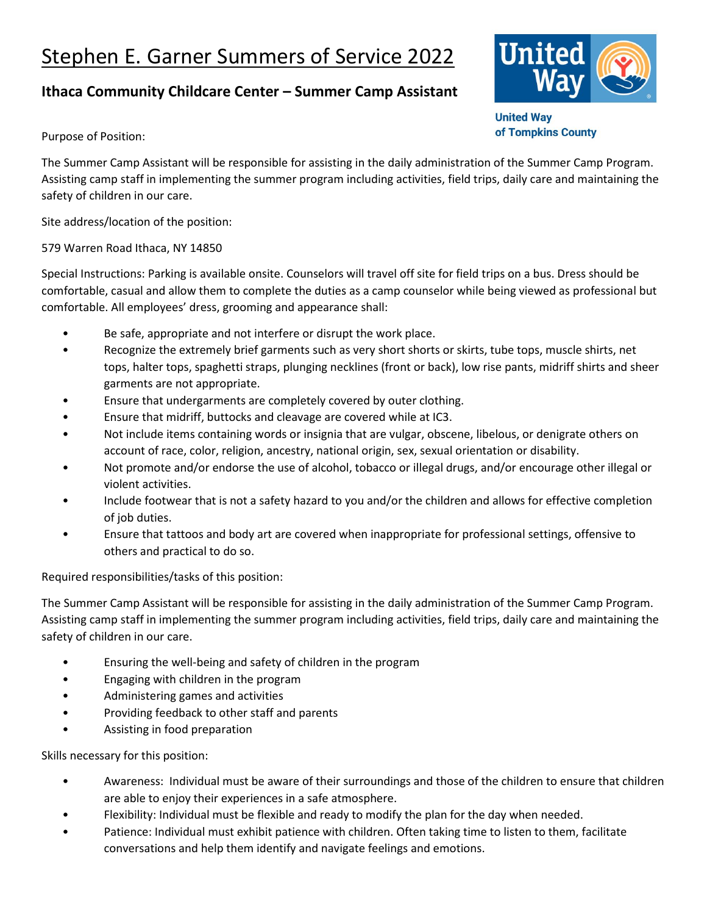# Stephen E. Garner Summers of Service 2022

## Ithaca Community Childcare Center – Summer Camp Assistant

United Way of Tompkins County

Purpose of Position:

The Summer Camp Assistant will be responsible for assisting in the daily administration of the Summer Camp Program. Assisting camp staff in implementing the summer program including activities, field trips, daily care and maintaining the safety of children in our care.

Site address/location of the position:

579 Warren Road Ithaca, NY 14850

Special Instructions: Parking is available onsite. Counselors will travel off site for field trips on a bus. Dress should be comfortable, casual and allow them to complete the duties as a camp counselor while being viewed as professional but comfortable. All employees' dress, grooming and appearance shall:

- Be safe, appropriate and not interfere or disrupt the work place.
- Recognize the extremely brief garments such as very short shorts or skirts, tube tops, muscle shirts, net tops, halter tops, spaghetti straps, plunging necklines (front or back), low rise pants, midriff shirts and sheer garments are not appropriate.
- Ensure that undergarments are completely covered by outer clothing.
- Ensure that midriff, buttocks and cleavage are covered while at IC3.
- Not include items containing words or insignia that are vulgar, obscene, libelous, or denigrate others on account of race, color, religion, ancestry, national origin, sex, sexual orientation or disability.
- Not promote and/or endorse the use of alcohol, tobacco or illegal drugs, and/or encourage other illegal or violent activities.
- Include footwear that is not a safety hazard to you and/or the children and allows for effective completion of job duties.
- Ensure that tattoos and body art are covered when inappropriate for professional settings, offensive to others and practical to do so.

Required responsibilities/tasks of this position:

The Summer Camp Assistant will be responsible for assisting in the daily administration of the Summer Camp Program. Assisting camp staff in implementing the summer program including activities, field trips, daily care and maintaining the safety of children in our care.

- Ensuring the well-being and safety of children in the program
- Engaging with children in the program
- Administering games and activities
- Providing feedback to other staff and parents
- Assisting in food preparation

Skills necessary for this position:

- Awareness: Individual must be aware of their surroundings and those of the children to ensure that children are able to enjoy their experiences in a safe atmosphere.
- Flexibility: Individual must be flexible and ready to modify the plan for the day when needed.
- Patience: Individual must exhibit patience with children. Often taking time to listen to them, facilitate conversations and help them identify and navigate feelings and emotions.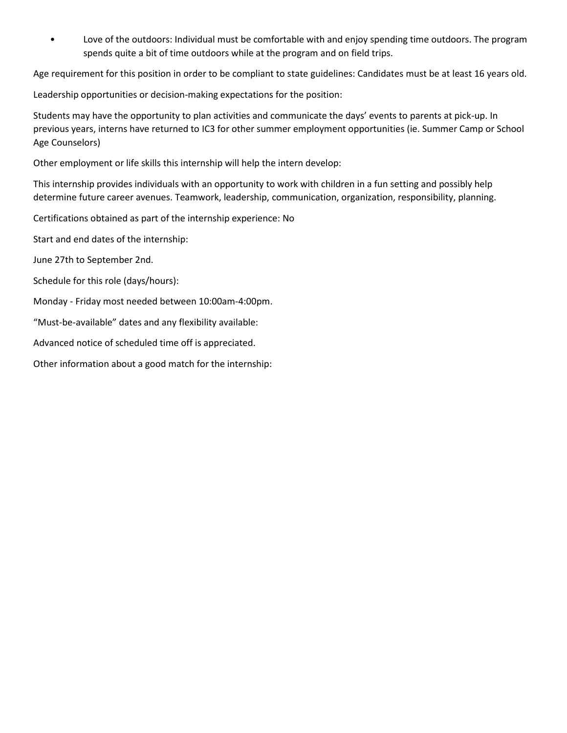- Love of the outdoors: Individual must be comfortable with and enjoy spending time outdoors. The program spends quite a bit of time outdoors while at the program and on field trips.

Age requirement for this position in order to be compliant to state guidelines: Candidates must be at least 16 years old.

Leadership opportunities or decision-making expectations for the position:

Students may have the opportunity to plan activities and communicate the days' events to parents at pick-up. In previous years, interns have returned to IC3 for other summer employment opportunities (ie. Summer Camp or School Age Counselors)

Other employment or life skills this internship will help the intern develop:

This internship provides individuals with an opportunity to work with children in a fun setting and possibly help determine future career avenues. Teamwork, leadership, communication, organization, responsibility, planning.

Certifications obtained as part of the internship experience: No

Start and end dates of the internship:

June 27th to September 2nd.

Schedule for this role (days/hours):

Monday - Friday most needed between 10:00am-4:00pm.

"Must-be-available" dates and any flexibility available:

Advanced notice of scheduled time off is appreciated.

Other information about a good match for the internship: